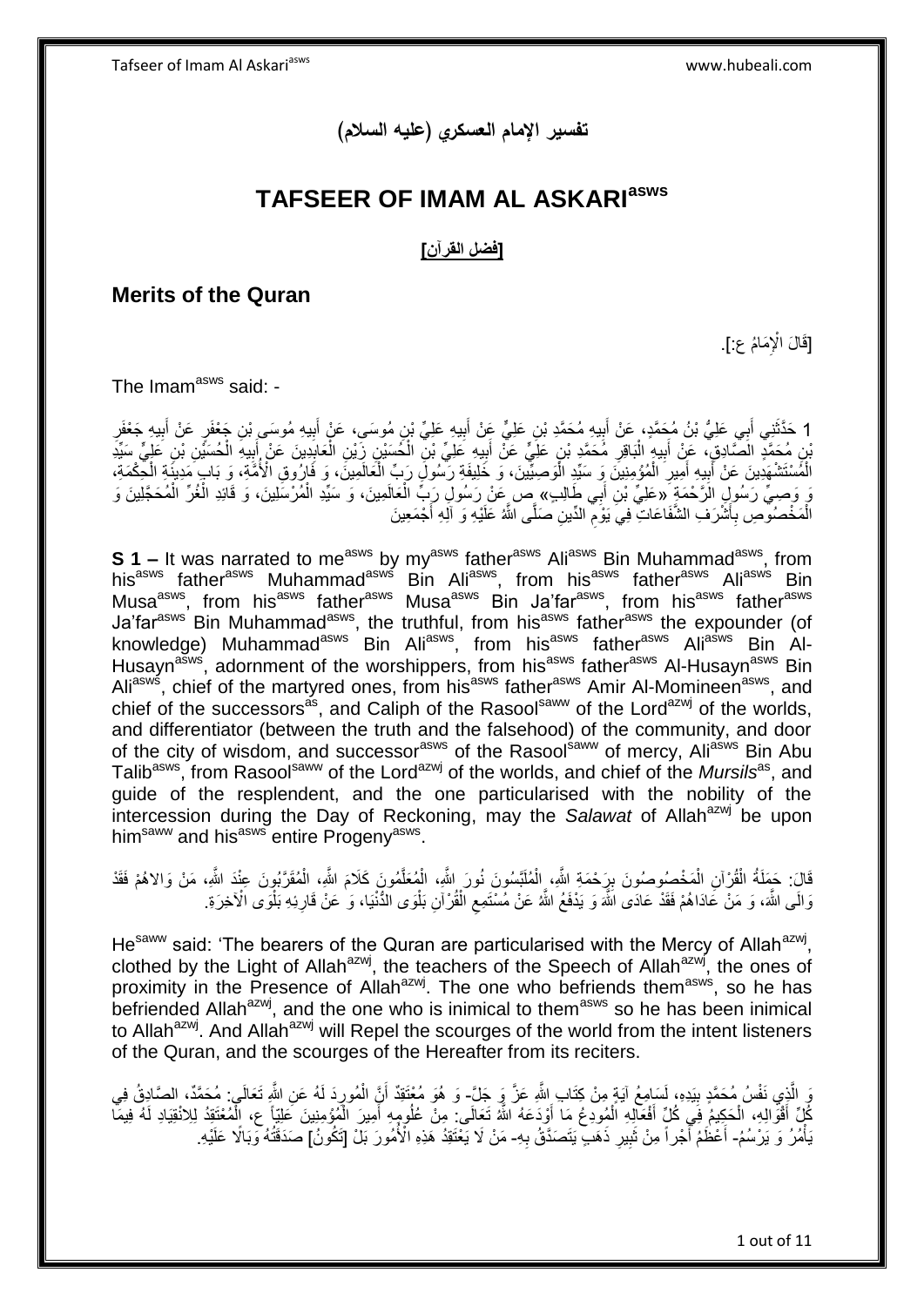# تفسير الإمام العسكري (عليه السلام)

# TAFSEER OF IMAM AL ASKARI[asws]

### [فضل القرآن]

## Merits of the Quran

[قَالَ الْإِمَامُ ع:].

The Imam[asws] said: -

1 حَدَّثَنِي أَبِي عَلِيُّ بْنُ مُحَمَّدٍ، عَنْ أَبِيهِ مُحَمَّدِ بْنِ عَلِيٍّ عَنْ أَبِيهِ عَلِيِّ بْنِ مُوسَى، عَنْ أَبِيهِ مُوسَى بْنِ جَعْفَرٍ عَنْ أَبِيهِ جَعْفَرِ بْنِ مُحَمَّدٍ الصَّادِقِ، عَنْ أَبِيهِ الْبَاقِرِ مُحَمَّدِ بْنِ عَلِيٍّ عَنْ أَبِيهِ عَلِيِّ بْنِ الْحُسَيْنِ زَيْنِ الْعَابِدِينَ عَنْ أَبِيهِ الْحُسَيْنِ بْنِ عَلِيٍّ سَيِّدِ الْمُسْتَشْهَدِينَ عَنْ أَبِيهِ أَمِيرِ الْمُؤْمِنِينَ وَ سَيِّدِ الْوَصِيِّينَ، وَ خَلِيفَةِ رَسُولِ رَبِّ الْعَالَمِينَ، وَ فَارُوقِ الْأُمَّةِ، وَ بَابِ مَدِينَةِ الْحِكْمَةِ، وَ وَصِيِّ رَسُولِ الرَّحْمَةِ «عَلِيِّ بْنِ أَبِي طَالِبٍ» ص عَنْ رَسُولِ رَبِّ الْعَالَمِينَ، وَ سَيِّدِ الْمُرْسَلِينَ، وَ قَائِدِ الْغُرِّ الْمُحَجَّلِينَ وَ الْمَخْصُوصِ بِأَشْرَفِ الشَّفَاعَاتِ فِي يَوْمِ الدِّينِ صَلَّى اللَّهُ عَلَيْهِ وَ آلِهِ أَجْمَعِينَ

**S 1 –** It was narrated to me[asws] by my[asws] father[asws] Ali[asws] Bin Muhammad[asws], from his[asws] father[asws] Muhammad[asws] Bin Ali[asws], from his[asws] father[asws] Ali[asws] Bin Musa[asws], from his[asws] father[asws] Musa[asws] Bin Ja'far[asws], from his[asws] father[asws] Ja'far[asws] Bin Muhammad[asws], the truthful, from his[asws] father[asws] the expounder (of knowledge) Muhammad[asws] Bin Ali[asws], from his[asws] father[asws] Ali[asws] Bin Al-Husayn[asws], adornment of the worshippers, from his[asws] father[asws] Al-Husayn[asws] Bin Ali[asws], chief of the martyred ones, from his[asws] father[asws] Amir Al-Momineen[asws], and chief of the successors[as], and Caliph of the Rasool[saww] of the Lord[azwj] of the worlds, and differentiator (between the truth and the falsehood) of the community, and door of the city of wisdom, and successor[asws] of the Rasool[saww] of mercy, Ali[asws] Bin Abu Talib[asws], from Rasool[saww] of the Lord[azwj] of the worlds, and chief of the *Mursils*[as], and guide of the resplendent, and the one particularised with the nobility of the intercession during the Day of Reckoning, may the *Salawat* of Allah[azwj] be upon him[saww] and his[asws] entire Progeny[asws].

قَالَ: حَمَلَةُ الْقُرْآنِ الْمَخْصُوصُونَ بِرَحْمَةِ اللَّهِ، الْمُلَبَّسُونَ نُورَ اللَّهِ، الْمُعَلَّمُونَ كَلَامَ اللَّهِ، الْمُقَرَّبُونَ عِنْدَ اللَّهِ، مَنْ وَالاهُمْ فَقَدْ وَالَى اللَّهَ، وَ مَنْ عَادَاهُمْ فَقَدْ عَادَى اللَّهَ وَ يَدْفَعُ اللَّهُ عَنْ مُسْتَمِعِ الْقُرْآنِ بَلْوَى الدُّنْيَا، وَ عَنْ قَارِئِهِ بَلْوَى الْآخِرَةِ.

He[saww] said: 'The bearers of the Quran are particularised with the Mercy of Allah[azwj], clothed by the Light of Allah[azwj], the teachers of the Speech of Allah[azwj], the ones of proximity in the Presence of Allah[azwj]. The one who befriends them[asws], so he has befriended Allah[azwj], and the one who is inimical to them[asws] so he has been inimical to Allah[azwj]. And Allah[azwj] will Repel the scourges of the world from the intent listeners of the Quran, and the scourges of the Hereafter from its reciters.

وَ الَّذِي نَفْسُ مُحَمَّدٍ بِيَدِهِ، لَسَامِعُ آيَةٍ مِنْ كِتَابِ اللَّهِ عَزَّ وَ جَلَّ- وَ هُوَ مُعْتَقِدٌ أَنَّ الْمُورِدَ لَهُ عَنِ اللَّهِ تَعَالَى: مُحَمَّدٌ، الصَّادِقُ فِي كُلِّ أَقْوَالِهِ، الْحَكِيمُ فِي كُلِّ أَفْعَالِهِ الْمُودِعُ مَا أَوْدَعَهُ اللَّهُ تَعَالَى: مِنْ عُلُومِهِ أَمِيرَ الْمُؤْمِنِينَ عَلِيّاً ع، الْمُعْتَقِدُ لِلِانْقِيَادِ لَهُ فِيمَا يَأْمُرُ وَ يَرْسُمُ- أَعْظَمُ أَجْراً مِنْ ثَبِيرِ ذَهَبٍ يَتَصَدَّقُ بِهِ- مَنْ لَا يَعْتَقِدُ هَذِهِ الْأُمُورَ بَلْ [تَكُونُ] صَدَقَتُهُ وَبَالًا عَلَيْهِ.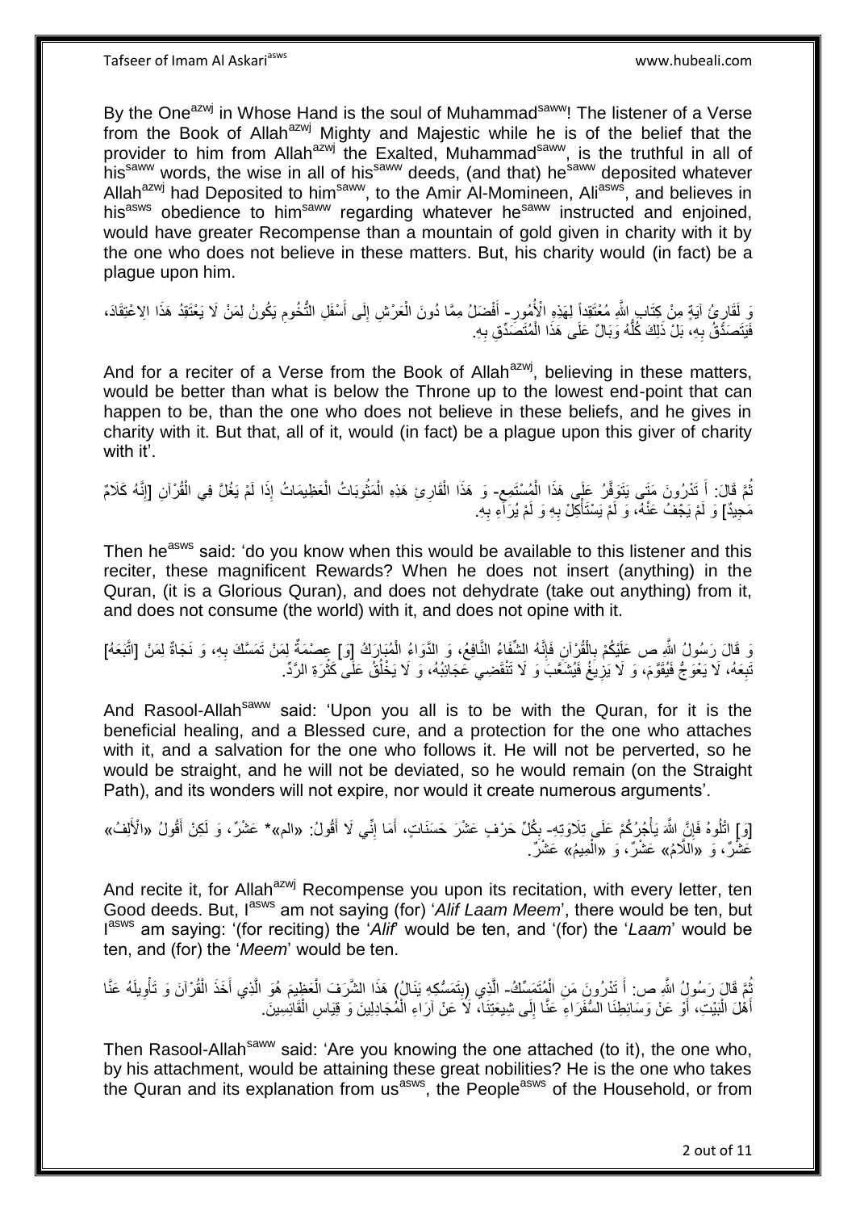By the One[azwj] in Whose Hand is the soul of Muhammad[saww]! The listener of a Verse from the Book of Allah[azwj] Mighty and Majestic while he is of the belief that the provider to him from Allah[azwj] the Exalted, Muhammad[saww], is the truthful in all of his[saww] words, the wise in all of his[saww] deeds, (and that) he[saww] deposited whatever Allah[azwj] had Deposited to him[saww], to the Amir Al-Momineen, Ali[asws], and believes in his[asws] obedience to him[saww] regarding whatever he[saww] instructed and enjoined, would have greater Recompense than a mountain of gold given in charity with it by the one who does not believe in these matters. But, his charity would (in fact) be a plague upon him.

وَ لَقَارِئُ آيَةٍ مِنْ كِتَابِ اللَّهِ مُعْتَقِداً لِهَذِهِ الْأُمُورِ- أَفْضَلُ مِمَّا دُونَ الْعَرْشِ إِلَى أَسْفَلِ التُّخُومِ يَكُونُ لِمَنْ لَا يَعْتَقِدُ هَذَا الِاعْتِقَادَ، فَيَتَصَدَّقُ بِهِ، بَلْ ذَلِكَ كُلُّهُ وَبَالٌ عَلَى هَذَا الْمُتَصَدِّقِ بِهِ.

And for a reciter of a Verse from the Book of Allah[azwj], believing in these matters, would be better than what is below the Throne up to the lowest end-point that can happen to be, than the one who does not believe in these beliefs, and he gives in charity with it. But that, all of it, would (in fact) be a plague upon this giver of charity with it'.

ثُمَّ قَالَ: أَ تَدْرُونَ مَتَى يَتَوَفَّرُ عَلَى هَذَا الْمُسْتَمِعِ- وَ هَذَا الْقَارِئِ هَذِهِ الْمَثُوبَاتُ الْعَظِيمَاتُ إِذَا لَمْ يَغْلُ فِي الْقُرْآنِ [إِنَّهُ كَلَامٌ مَجِيدٌ] وَ لَمْ يَجْفُ عَنْهُ، وَ لَمْ يَسْتَأْكِلْ بِهِ وَ لَمْ يُرَاءِ بِهِ.

Then he[asws] said: 'do you know when this would be available to this listener and this reciter, these magnificent Rewards? When he does not insert (anything) in the Quran, (it is a Glorious Quran), and does not dehydrate (take out anything) from it, and does not consume (the world) with it, and does not opine with it.

وَ قَالَ رَسُولُ اللَّهِ ص عَلَيْكُمْ بِالْقُرْآنِ فَإِنَّهُ الشِّفَاءُ النَّافِعُ، وَ الدَّوَاءُ الْمُبَارَكُ [وَ] عِصْمَةٌ لِمَنْ تَمَسَّكَ بِهِ، وَ نَجَاةٌ لِمَنْ [اتَّبَعَهُ] تَبِعَهُ، لَا يَعْوَجُّ فَيُقَوَّمَ، وَ لَا يَزِيغُ فَيُشْعَّبَ وَ لَا تَنْقَضِي عَجَائِبُهُ، وَ لَا يَخْلُقُ عَلَى كَثْرَةِ الرَّدِّ.

And Rasool-Allah[saww] said: 'Upon you all is to be with the Quran, for it is the beneficial healing, and a Blessed cure, and a protection for the one who attaches with it, and a salvation for the one who follows it. He will not be perverted, so he would be straight, and he will not be deviated, so he would remain (on the Straight Path), and its wonders will not expire, nor would it create numerous arguments'.

[وَ] اتْلُوهُ فَإِنَّ اللَّهَ يَأْجُرُكُمْ عَلَى تِلَاوَتِهِ- بِكُلِّ حَرْفٍ عَشْرَ حَسَنَاتٍ، أَمَا إِنِّي لَا أَقُولُ: «الم»* عَشْرٌ، وَ لَكِنْ أَقُولُ «الْأَلِفُ» عَشْرٌ، وَ «اللَّامُ» عَشْرٌ، وَ «الْمِيمُ» عَشْرٌ.

And recite it, for Allah[azwj] Recompense you upon its recitation, with every letter, ten Good deeds. But, I[asws] am not saying (for) '*Alif Laam Meem*', there would be ten, but I[asws] am saying: '(for reciting) the '*Alif*' would be ten, and '(for) the '*Laam*' would be ten, and (for) the '*Meem*' would be ten.

ثُمَّ قَالَ رَسُولُ اللَّهِ ص: أَ تَدْرُونَ مَنِ الْمُتَمَسِّكُ- الَّذِي (بِتَمَسُّكِهِ يَنَالُ) هَذَا الشَّرَفَ الْعَظِيمَ هُوَ الَّذِي أَخَذَ الْقُرْآنَ وَ تَأْوِيلَهُ عَنَّا أَهْلَ الْبَيْتِ، أَوْ عَنْ وَسَائِطِنَا السُّفَرَاءِ عَنَّا إِلَى شِيعَتِنَا، لَا عَنْ آرَاءِ الْمُجَادِلِينَ وَ قِيَاسِ الْقَائِسِينَ.

Then Rasool-Allah[saww] said: 'Are you knowing the one attached (to it), the one who, by his attachment, would be attaining these great nobilities? He is the one who takes the Quran and its explanation from us[asws], the People[asws] of the Household, or from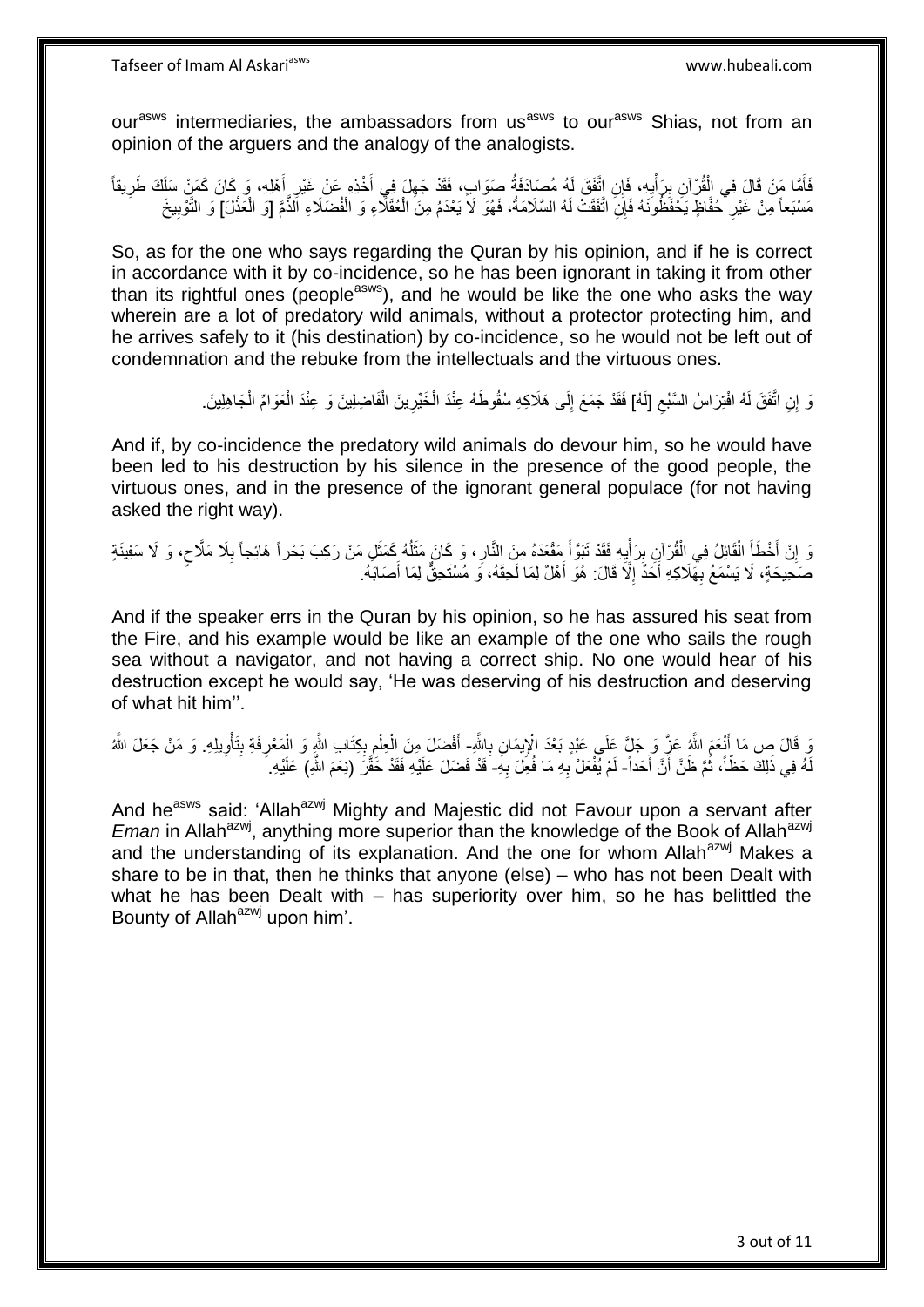our[asws] intermediaries, the ambassadors from us[asws] to our[asws] Shias, not from an opinion of the arguers and the analogy of the analogists.

فَأَمَّا مَنْ قَالَ فِي الْقُرْآنِ بِرَأْيِهِ، فَإِنِ اتَّفَقَ لَهُ مُصَادَفَةُ صَوَابٍ، فَقَدْ جَهِلَ فِي أَخْذِهِ عَنْ غَيْرِ أَهْلِهِ، وَ كَانَ كَمَنْ سَلَكَ طَرِيقاً مَسْبَعاً مِنْ غَيْرِ حُفَّاظٍ يَحْفَظُونَهُ فَإِنِ اتَّفَقَتْ لَهُ السَّلَامَةُ، فَهُوَ لَا يَعْدَمُ مِنَ الْعُقَلَاءِ وَ الْفُضَلَاءِ الذَّمَّ [وَ الْعَذْلَ] وَ التَّوْبِيخَ

So, as for the one who says regarding the Quran by his opinion, and if he is correct in accordance with it by co-incidence, so he has been ignorant in taking it from other than its rightful ones (people[asws]), and he would be like the one who asks the way wherein are a lot of predatory wild animals, without a protector protecting him, and he arrives safely to it (his destination) by co-incidence, so he would not be left out of condemnation and the rebuke from the intellectuals and the virtuous ones.

وَ إِنِ اتَّفَقَ لَهُ افْتِرَاسُ السَّبُعِ [لَهُ] فَقَدْ جَمَعَ إِلَى هَلَاكِهِ سُقُوطَهُ عِنْدَ الْخَيِّرِينَ الْفَاضِلِينَ وَ عِنْدَ الْعَوَامِّ الْجَاهِلِينَ.

And if, by co-incidence the predatory wild animals do devour him, so he would have been led to his destruction by his silence in the presence of the good people, the virtuous ones, and in the presence of the ignorant general populace (for not having asked the right way).

وَ إِنْ أَخْطَأَ الْقَائِلُ فِي الْقُرْآنِ بِرَأْيِهِ فَقَدْ تَبَوَّأَ مَقْعَدَهُ مِنَ النَّارِ، وَ كَانَ مَثَلُهُ كَمَثَلِ مَنْ رَكِبَ بَحْراً هَائِجاً بِلَا مَلَّاحٍ، وَ لَا سَفِينَةٍ صَحِيحَةٍ، لَا يَسْمَعُ بِهَلَاكِهِ أَحَدٌ إِلَّا قَالَ: هُوَ أَهْلٌ لِمَا لَحِقَهُ، وَ مُسْتَحِقٌّ لِمَا أَصَابَهُ.

And if the speaker errs in the Quran by his opinion, so he has assured his seat from the Fire, and his example would be like an example of the one who sails the rough sea without a navigator, and not having a correct ship. No one would hear of his destruction except he would say, 'He was deserving of his destruction and deserving of what hit him''.

وَ قَالَ ص مَا أَنْعَمَ اللَّهُ عَزَّ وَ جَلَّ عَلَى عَبْدٍ بَعْدَ الْإِيمَانِ بِاللَّهِ- أَفْضَلَ مِنَ الْعِلْمِ بِكِتَابِ اللَّهِ وَ الْمَعْرِفَةِ بِتَأْوِيلِهِ. وَ مَنْ جَعَلَ اللَّهُ لَهُ فِي ذَلِكَ حَظّاً، ثُمَّ ظَنَّ أَنَّ أَحَداً- لَمْ يُفْعَلْ بِهِ مَا فُعِلَ بِهِ- قَدْ فَضَلَ عَلَيْهِ فَقَدْ حَقَّرَ (نِعَمَ اللَّهِ) عَلَيْهِ.

And he[asws] said: 'Allah[azwj] Mighty and Majestic did not Favour upon a servant after *Eman* in Allah[azwj], anything more superior than the knowledge of the Book of Allah[azwj] and the understanding of its explanation. And the one for whom Allah[azwj] Makes a share to be in that, then he thinks that anyone (else) – who has not been Dealt with what he has been Dealt with – has superiority over him, so he has belittled the Bounty of Allah[azwj] upon him'.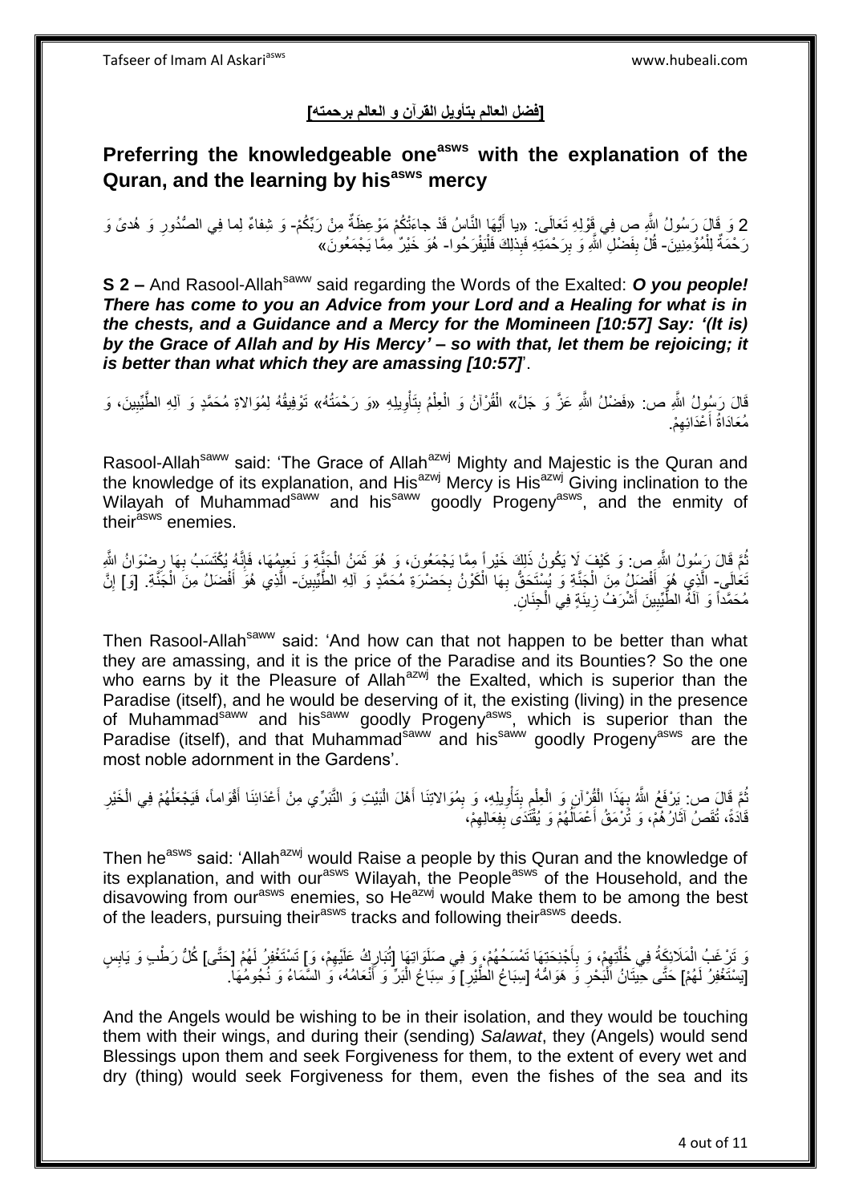**[فضل العالم بتأويل القرآن و العالم برحمته]**

## Preferring the knowledgeable one[asws] with the explanation of the Quran, and the learning by his[asws] mercy

2 وَ قَالَ رَسُولُ اللَّهِ ص فِي قَوْلِهِ تَعَالَى: «يا أَيُّهَا النَّاسُ قَدْ جاءَتْكُمْ مَوْعِظَةٌ مِنْ رَبِّكُمْ- وَ شِفاءٌ لِما فِي الصُّدُورِ وَ هُدىً وَ رَحْمَةٌ لِلْمُؤْمِنِينَ- قُلْ بِفَضْلِ اللَّهِ وَ بِرَحْمَتِهِ فَبِذلِكَ فَلْيَفْرَحُوا- هُوَ خَيْرٌ مِمَّا يَجْمَعُونَ»

**S 2 –** And Rasool-Allah[saww] said regarding the Words of the Exalted: ***O you people! There has come to you an Advice from your Lord and a Healing for what is in the chests, and a Guidance and a Mercy for the Momineen [10:57] Say: '(It is) by the Grace of Allah and by His Mercy' – so with that, let them be rejoicing; it is better than what which they are amassing [10:57]***'.

قَالَ رَسُولُ اللَّهِ ص: «فَضْلُ اللَّهِ عَزَّ وَ جَلَّ» الْقُرْآنُ وَ الْعِلْمُ بِتَأْوِيلِهِ «وَ رَحْمَتُهُ» تَوْفِيقُهُ لِمُوَالاةِ مُحَمَّدٍ وَ آلِهِ الطَّيِّبِينَ، وَ مُعَادَاةِ أَعْدَائِهِمْ.

Rasool-Allah[saww] said: 'The Grace of Allah[azwj] Mighty and Majestic is the Quran and the knowledge of its explanation, and His[azwj] Mercy is His[azwj] Giving inclination to the Wilayah of Muhammad[saww] and his[saww] goodly Progeny[asws], and the enmity of their[asws] enemies.

ثُمَّ قَالَ رَسُولُ اللَّهِ ص: وَ كَيْفَ لَا يَكُونُ ذَلِكَ خَيْراً مِمَّا يَجْمَعُونَ، وَ هُوَ ثَمَنُ الْجَنَّةِ وَ نَعِيمِهَا، فَإِنَّهُ يُكْتَسَبُ بِهَا رِضْوَانُ اللَّهِ تَعَالَى- الَّذِي هُوَ أَفْضَلُ مِنَ الْجَنَّةِ وَ يُسْتَحَقُّ بِهَا الْكَوْنُ بِحَضْرَةِ مُحَمَّدٍ وَ آلِهِ الطَّيِّبِينَ- الَّذِي هُوَ أَفْضَلُ مِنَ الْجَنَّةِ. [وَ] إِنَّ مُحَمَّداً وَ آلَهُ الطَّيِّبِينَ أَشْرَفُ زِينَةٍ فِي الْجِنَانِ.

Then Rasool-Allah[saww] said: 'And how can that not happen to be better than what they are amassing, and it is the price of the Paradise and its Bounties? So the one who earns by it the Pleasure of Allah[azwj] the Exalted, which is superior than the Paradise (itself), and he would be deserving of it, the existing (living) in the presence of Muhammad[saww] and his[saww] goodly Progeny[asws], which is superior than the Paradise (itself), and that Muhammad[saww] and his[saww] goodly Progeny[asws] are the most noble adornment in the Gardens'.

ثُمَّ قَالَ ص: يَرْفَعُ اللَّهُ بِهَذَا الْقُرْآنِ وَ الْعِلْمِ بِتَأْوِيلِهِ، وَ بِمُوَالاتِنَا أَهْلَ الْبَيْتِ وَ التَّبَرِّي مِنْ أَعْدَائِنَا أَقْوَاماً، فَيَجْعَلُهُمْ فِي الْخَيْرِ قَادَةً، تُقَصُّ آثَارُهُمْ، وَ تُرْمَقُ أَعْمَالُهُمْ وَ يُقْتَدَى بِفِعَالِهِمْ،

Then he[asws] said: 'Allah[azwj] would Raise a people by this Quran and the knowledge of its explanation, and with our[asws] Wilayah, the People[asws] of the Household, and the disavowing from our[asws] enemies, so He[azwj] would Make them to be among the best of the leaders, pursuing their[asws] tracks and following their[asws] deeds.

وَ تَرْغَبُ الْمَلَائِكَةُ فِي خُلَّتِهِمْ، وَ بِأَجْنِحَتِهَا تَمْسَحُهُمْ، وَ فِي صَلَوَاتِهَا [تُبَارِكُ عَلَيْهِمْ، وَ] تَسْتَغْفِرُ لَهُمْ [حَتَّى] كُلُّ رَطْبٍ وَ يَابِسٍ [يَسْتَغْفِرُ لَهُمْ] حَتَّى حِيتَانُ الْبَحْرِ وَ هَوَامُّهُ [سِبَاعُ الطَّيْرِ] وَ سِبَاعُ الْبَرِّ وَ أَنْعَامُهُ، وَ السَّمَاءُ وَ نُجُومُهَا.

And the Angels would be wishing to be in their isolation, and they would be touching them with their wings, and during their (sending) *Salawat*, they (Angels) would send Blessings upon them and seek Forgiveness for them, to the extent of every wet and dry (thing) would seek Forgiveness for them, even the fishes of the sea and its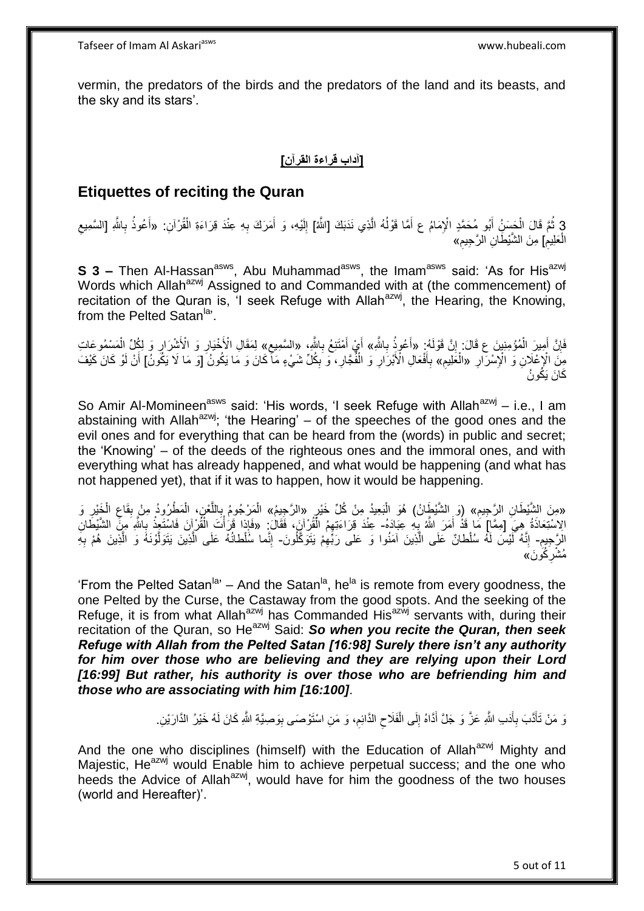vermin, the predators of the birds and the predators of the land and its beasts, and the sky and its stars'.

## [آداب قراءة القرآن]

## Etiquettes of reciting the Quran

3 ثُمَّ قَالَ الْحَسَنُ أَبُو مُحَمَّدٍ الْإِمَامُ ع أَمَّا قَوْلُهُ الَّذِي نَدَبَكَ [اللَّهُ] إِلَيْهِ، وَ أَمَرَكَ بِهِ عِنْدَ قِرَاءَةِ الْقُرْآنِ: «أَعُوذُ بِاللَّهِ [السَّمِيعِ الْعَلِيمِ] مِنَ الشَّيْطانِ الرَّجِيمِ»

**S 3 –** Then Al-Hassan[asws], Abu Muhammad[asws], the Imam[asws] said: 'As for His[azwj] Words which Allah[azwj] Assigned to and Commanded with at (the commencement) of recitation of the Quran is, 'I seek Refuge with Allah[azwj], the Hearing, the Knowing, from the Pelted Satan[la]'.

فَإِنَّ أَمِيرَ الْمُؤْمِنِينَ ع قَالَ: إِنَّ قَوْلَهُ: «أَعُوذُ بِاللَّهِ» أَيْ أَمْتَنِعُ بِاللَّهِ، «السَّمِيعِ» لِمَقَالِ الْأَخْيَارِ وَ الْأَشْرَارِ وَ لِكُلِّ الْمَسْمُوعَاتِ مِنَ الْإِعْلَانِ وَ الْإِسْرَارِ «الْعَلِيمِ» بِأَفْعَالِ الْأَبْرَارِ وَ الْفُجَّارِ، وَ بِكُلِّ شَيْءٍ مَا كَانَ وَ مَا يَكُونُ [وَ مَا لَا يَكُونُ] أَنْ لَوْ كَانَ كَيْفَ كَانَ يَكُونُ

So Amir Al-Momineen[asws] said: 'His words, 'I seek Refuge with Allah[azwj] – i.e., I am abstaining with Allah[azwj]; 'the Hearing' – of the speeches of the good ones and the evil ones and for everything that can be heard from the (words) in public and secret; the 'Knowing' – of the deeds of the righteous ones and the immoral ones, and with everything what has already happened, and what would be happening (and what has not happened yet), that if it was to happen, how it would be happening.

«مِنَ الشَّيْطانِ الرَّجِيمِ» (وَ الشَّيْطَانُ) هُوَ الْبَعِيدُ مِنْ كُلِّ خَيْرٍ «الرَّجِيمُ» الْمَرْجُومُ بِاللَّعْنِ، الْمَطْرُودُ مِنْ بِقَاعِ الْخَيْرِ وَ الِاسْتِعَاذَةُ هِيَ [مِمَّا] مَا قَدْ أَمَرَ اللَّهُ بِهِ عِبَادَهُ- عِنْدَ قِرَاءَتِهِمُ الْقُرْآنَ، فَقَالَ: «فَإِذا قَرَأْتَ الْقُرْآنَ فَاسْتَعِذْ بِاللَّهِ مِنَ الشَّيْطانِ الرَّجِيمِ- إِنَّهُ لَيْسَ لَهُ سُلْطانٌ عَلَى الَّذِينَ آمَنُوا وَ عَلى‏ رَبِّهِمْ يَتَوَكَّلُونَ- إِنَّما سُلْطانُهُ عَلَى الَّذِينَ يَتَوَلَّوْنَهُ وَ الَّذِينَ هُمْ بِهِ مُشْرِكُونَ»

'From the Pelted Satan[la]' – And the Satan[la], he[la] is remote from every goodness, the one Pelted by the Curse, the Castaway from the good spots. And the seeking of the Refuge, it is from what Allah[azwj] has Commanded His[azwj] servants with, during their recitation of the Quran, so He[azwj] Said: ***So when you recite the Quran, then seek Refuge with Allah from the Pelted Satan [16:98] Surely there isn't any authority for him over those who are believing and they are relying upon their Lord [16:99] But rather, his authority is over those who are befriending him and those who are associating with him [16:100]***.

وَ مَنْ تَأَدَّبَ بِأَدَبِ اللَّهِ عَزَّ وَ جَلَّ أَدَّاهُ إِلَى الْفَلَاحِ الدَّائِمِ، وَ مَنِ اسْتَوْصَى بِوَصِيَّةِ اللَّهِ كَانَ لَهُ خَيْرُ الدَّارَيْنِ.

And the one who disciplines (himself) with the Education of Allah[azwj] Mighty and Majestic, He[azwj] would Enable him to achieve perpetual success; and the one who heeds the Advice of Allah[azwj], would have for him the goodness of the two houses (world and Hereafter)'.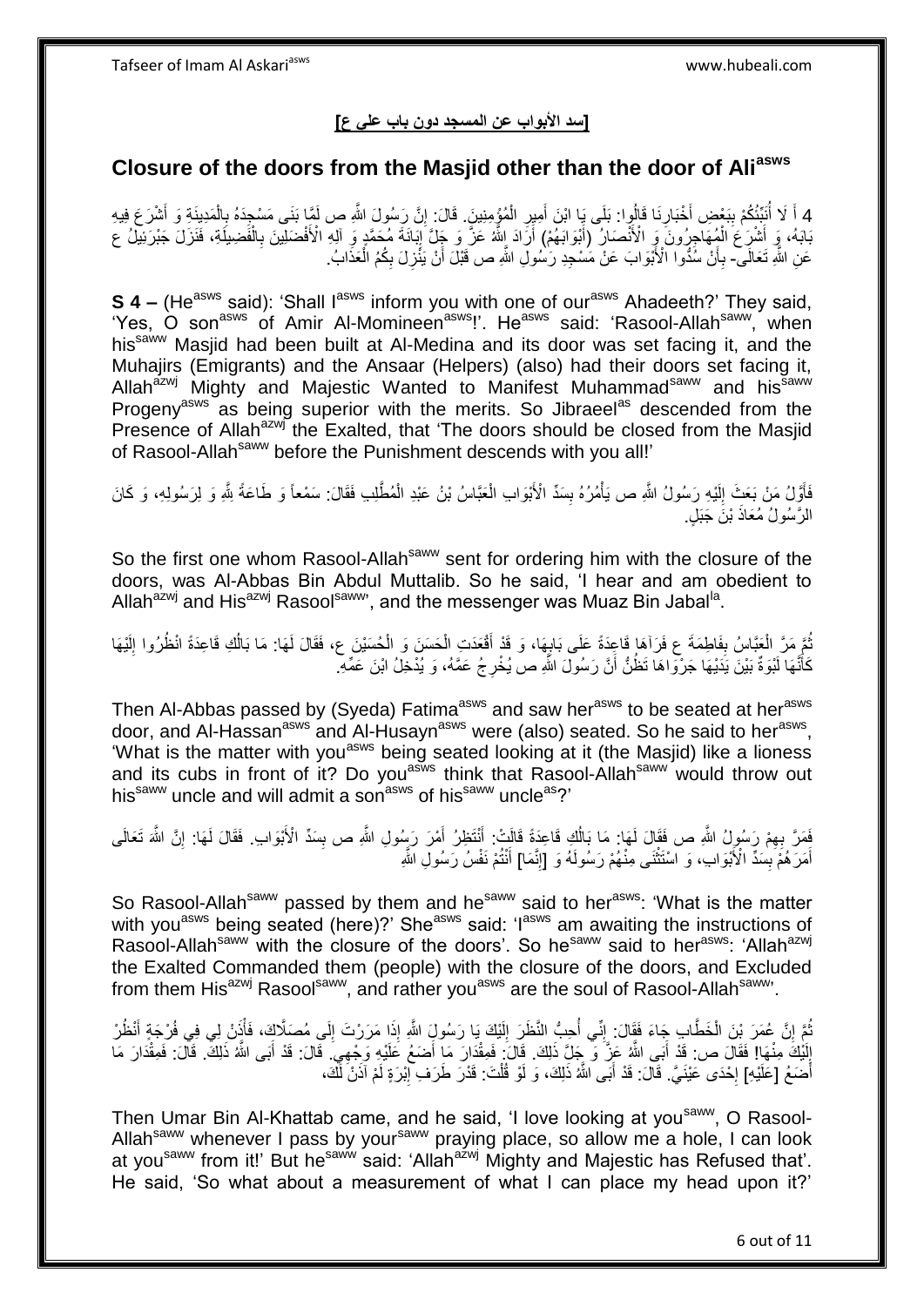## [سد الأبواب عن المسجد دون باب علي ع]

## Closure of the doors from the Masjid other than the door of Ali[asws]

4 أَ لَا أُنَبِّئُكُمْ بِبَعْضِ أَخْبَارِنَا قَالُوا: بَلَى يَا ابْنَ أَمِيرِ الْمُؤْمِنِينَ. قَالَ: إِنَّ رَسُولَ اللَّهِ ص لَمَّا بَنَى مَسْجِدَهُ بِالْمَدِينَةِ وَ أَشْرَعَ فِيهِ بَابَهُ، وَ أَشْرَعَ الْمُهَاجِرُونَ وَ الْأَنْصَارُ (أَبْوَابَهُمْ) أَرَادَ اللَّهُ عَزَّ وَ جَلَّ إِبَانَةَ مُحَمَّدٍ وَ آلِهِ الْأَفْضَلِينَ بِالْفَضِيلَةِ، فَنَزَلَ جَبْرَئِيلُ ع عَنِ اللَّهِ تَعَالَى- بِأَنْ سُدُّوا الْأَبْوَابَ عَنْ مَسْجِدِ رَسُولِ اللَّهِ ص قَبْلَ أَنْ يَنْزِلَ بِكُمُ الْعَذَابُ.

**S 4 –** (He[asws] said): 'Shall I[asws] inform you with one of our[asws] Ahadeeth?' They said, 'Yes, O son[asws] of Amir Al-Momineen[asws]!'. He[asws] said: 'Rasool-Allah[saww], when his[saww] Masjid had been built at Al-Medina and its door was set facing it, and the Muhajirs (Emigrants) and the Ansaar (Helpers) (also) had their doors set facing it, Allah[azwj] Mighty and Majestic Wanted to Manifest Muhammad[saww] and his[saww] Progeny[asws] as being superior with the merits. So Jibraeel[as] descended from the Presence of Allah[azwj] the Exalted, that 'The doors should be closed from the Masjid of Rasool-Allah[saww] before the Punishment descends with you all!'

فَأَوَّلُ مَنْ بَعَثَ إِلَيْهِ رَسُولُ اللَّهِ ص يَأْمُرُهُ بِسَدِّ الْأَبْوَابِ الْعَبَّاسُ بْنُ عَبْدِ الْمُطَّلِبِ فَقَالَ: سَمْعاً وَ طَاعَةً لِلَّهِ وَ لِرَسُولِهِ، وَ كَانَ الرَّسُولُ مُعَاذَ بْنَ جَبَلٍ.

So the first one whom Rasool-Allah[saww] sent for ordering him with the closure of the doors, was Al-Abbas Bin Abdul Muttalib. So he said, 'I hear and am obedient to Allah[azwj] and His[azwj] Rasool[saww]', and the messenger was Muaz Bin Jabal[la].

ثُمَّ مَرَّ الْعَبَّاسُ بِفَاطِمَةَ ع فَرَآهَا قَاعِدَةً عَلَى بَابِهَا، وَ قَدْ أَقْعَدَتِ الْحَسَنَ وَ الْحُسَيْنَ ع، فَقَالَ لَهَا: مَا بَالُكِ قَاعِدَةً انْظُرُوا إِلَيْهَا كَأَنَّهَا لَبُوَةٌ بَيْنَ يَدَيْهَا جَرْوَاهَا تَظُنُّ أَنَّ رَسُولَ اللَّهِ ص يُخْرِجُ عَمَّهُ، وَ يُدْخِلُ ابْنَ عَمِّهِ.

Then Al-Abbas passed by (Syeda) Fatima[asws] and saw her[asws] to be seated at her[asws] door, and Al-Hassan[asws] and Al-Husayn[asws] were (also) seated. So he said to her[asws], 'What is the matter with you[asws] being seated looking at it (the Masjid) like a lioness and its cubs in front of it? Do you[asws] think that Rasool-Allah[saww] would throw out his[saww] uncle and will admit a son[asws] of his[saww] uncle[as]?'

فَمَرَّ بِهِمْ رَسُولُ اللَّهِ ص فَقَالَ لَهَا: مَا بَالُكِ قَاعِدَةً قَالَتْ: أَنْتَظِرُ أَمْرَ رَسُولِ اللَّهِ ص بِسَدِّ الْأَبْوَابِ. فَقَالَ لَهَا: إِنَّ اللَّهَ تَعَالَى أَمَرَهُمْ بِسَدِّ الْأَبْوَابِ، وَ اسْتَثْنَى مِنْهُمْ رَسُولَهُ وَ [إِنَّمَا] أَنْتُمْ نَفْسُ رَسُولِ اللَّهِ

So Rasool-Allah[saww] passed by them and he[saww] said to her[asws]: 'What is the matter with you[asws] being seated (here)?' She[asws] said: 'I[asws] am awaiting the instructions of Rasool-Allah[saww] with the closure of the doors'. So he[saww] said to her[asws]: 'Allah[azwj] the Exalted Commanded them (people) with the closure of the doors, and Excluded from them His[azwj] Rasool[saww], and rather you[asws] are the soul of Rasool-Allah[saww]'.

ثُمَّ إِنَّ عُمَرَ بْنَ الْخَطَّابِ جَاءَ فَقَالَ: إِنِّي أُحِبُّ النَّظَرَ إِلَيْكَ يَا رَسُولَ اللَّهِ إِذَا مَرَرْتَ إِلَى مُصَلَّاكَ، فَأْذَنْ لِي فِي فُرْجَةٍ أَنْظُرُ إِلَيْكَ مِنْهَا! فَقَالَ ص: قَدْ أَبَى اللَّهُ عَزَّ وَ جَلَّ ذَلِكَ. قَالَ: فَمِقْدَارَ مَا أَضَعُ عَلَيْهِ وَجْهِي. قَالَ: قَدْ أَبَى اللَّهُ ذَلِكَ. قَالَ: فَمِقْدَارَ مَا أَضَعُ [عَلَيْهِ] إِحْدَى عَيْنَيَّ. قَالَ: قَدْ أَبَى اللَّهُ ذَلِكَ، وَ لَوْ قُلْتَ: قَدْرَ طَرَفِ إِبْرَةٍ لَمْ آذَنْ لَكَ،

Then Umar Bin Al-Khattab came, and he said, 'I love looking at you[saww], O Rasool-Allah[saww] whenever I pass by your[saww] praying place, so allow me a hole, I can look at you[saww] from it!' But he[saww] said: 'Allah[azwj] Mighty and Majestic has Refused that'. He said, 'So what about a measurement of what I can place my head upon it?'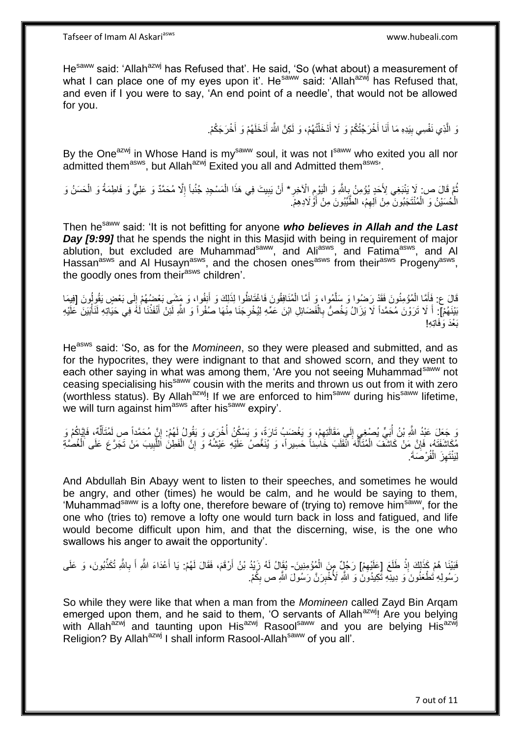He[saww] said: 'Allah[azwj] has Refused that'. He said, 'So (what about) a measurement of what I can place one of my eyes upon it'. He[saww] said: 'Allah[azwj] has Refused that, and even if I you were to say, 'An end point of a needle', that would not be allowed for you.

وَ الَّذِي نَفْسِي بِيَدِهِ مَا أَنَا أَخْرَجْتُكُمْ وَ لَا أَدْخَلْتُهُمْ، وَ لَكِنَّ اللَّهَ أَدْخَلَهُمْ وَ أَخْرَجَكُمْ.

By the One[azwj] in Whose Hand is my[saww] soul, it was not I[saww] who exited you all nor admitted them[asws], but Allah[azwj] Exited you all and Admitted them[asws]'.

ثُمَّ قَالَ ص: لَا يَنْبَغِي لِأَحَدٍ يُؤْمِنُ بِاللَّهِ وَ الْيَوْمِ الْآخِرِ* أَنْ يَبِيتَ فِي هَذَا الْمَسْجِدِ جُنُباً إِلَّا مُحَمَّدٌ وَ عَلِيٌّ وَ فَاطِمَةُ وَ الْحَسَنُ وَ الْحُسَيْنُ وَ الْمُنْتَجَبُونَ مِنْ آلِهِمْ، الطَّيِّبُونَ مِنْ أَوْلَادِهِمْ.

Then he[saww] said: 'It is not befitting for anyone ***who believes in Allah and the Last Day [9:99]*** that he spends the night in this Masjid with being in requirement of major ablution, but excluded are Muhammad[saww], and Ali[asws], and Fatima[asws], and Al Hassan[asws] and Al Husayn[asws], and the chosen ones[asws] from their[asws] Progeny[asws], the goodly ones from their[asws] children'.

قَالَ ع: فَأَمَّا الْمُؤْمِنُونَ فَقَدْ رَضُوا وَ سَلَّمُوا، وَ أَمَّا الْمُنَافِقُونَ فَاغْتَاظُوا لِذَلِكَ وَ أَنِفُوا، وَ مَشَى بَعْضُهُمْ إِلَى بَعْضٍ يَقُولُونَ [فِيمَا بَيْنَهُمْ]: أَ لَا تَرَوْنَ مُحَمَّداً لَا يَزَالُ يَخُصُّ بِالْفَضَائِلِ ابْنَ عَمِّهِ لِيُخْرِجَنَا مِنْهَا صُفْراً وَ اللَّهِ لَئِنْ أَنْفَذْنَا لَهُ فِي حَيَاتِهِ لَنَأْبَيَنَّ عَلَيْهِ بَعْدَ وَفَاتِهِ!

He[asws] said: 'So, as for the *Momineen*, so they were pleased and submitted, and as for the hypocrites, they were indignant to that and showed scorn, and they went to each other saying in what was among them, 'Are you not seeing Muhammad[saww] not ceasing specialising his[saww] cousin with the merits and thrown us out from it with zero (worthless status). By Allah[azwj]! If we are enforced to him[saww] during his[saww] lifetime, we will turn against him[asws] after his[saww] expiry'.

وَ جَعَلَ عَبْدُ اللَّهِ بْنُ أُبَيٍّ يُصْغِي إِلَى مَقَالَتِهِمْ، وَ يَغْضَبُ تَارَةً، وَ يَسْكُنُ أُخْرَى وَ يَقُولُ لَهُمْ: إِنَّ مُحَمَّداً ص لَمُتَأَلِّهٌ، فَإِيَّاكُمْ وَ مُكَاشَفَتَهُ، فَإِنَّ مَنْ كَاشَفَ الْمُتَأَلِّهَ انْقَلَبَ خَاسِئاً حَسِيراً، وَ يُنَغَّصُ عَلَيْهِ عَيْشُهُ وَ إِنَّ الْفَطِنَ اللَّبِيبَ مَنْ تَجَرَّعَ عَلَى الْغُصَّةِ لِيَنْتَهِزَ الْفُرْصَةَ.

And Abdullah Bin Abayy went to listen to their speeches, and sometimes he would be angry, and other (times) he would be calm, and he would be saying to them, 'Muhammad[saww] is a lofty one, therefore beware of (trying to) remove him[saww], for the one who (tries to) remove a lofty one would turn back in loss and fatigued, and life would become difficult upon him, and that the discerning, wise, is the one who swallows his anger to await the opportunity'.

فَبَيْنَا هُمْ كَذَلِكَ إِذْ طَلَعَ [عَلَيْهِمْ] رَجُلٌ مِنَ الْمُؤْمِنِينَ- يُقَالُ لَهُ زَيْدُ بْنُ أَرْقَمَ، فَقَالَ لَهُمْ: يَا أَعْدَاءَ اللَّهِ أَ بِاللَّهِ تُكَذِّبُونَ، وَ عَلَى رَسُولِهِ تَطْعَنُونَ وَ دِينِهِ تَكِيدُونَ وَ اللَّهِ لَأُخْبِرَنَّ رَسُولَ اللَّهِ ص بِكُمْ.

So while they were like that when a man from the *Momineen* called Zayd Bin Arqam emerged upon them, and he said to them, 'O servants of Allah[azwj]! Are you belying with Allah[azwj] and taunting upon His[azwj] Rasool[saww] and you are belying His[azwj] Religion? By Allah[azwj] I shall inform Rasool-Allah[saww] of you all'.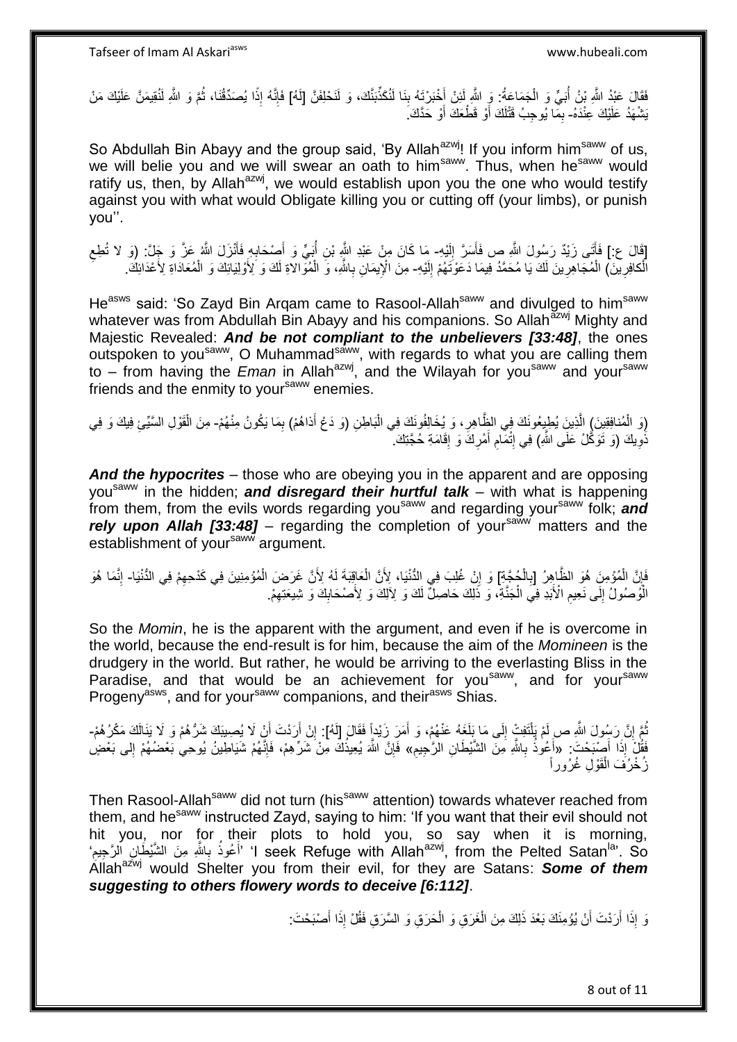فَقَالَ عَبْدُ اللَّهِ بْنُ أُبَيٍّ وَ الْجَمَاعَةُ: وَ اللَّهِ لَئِنْ أَخْبَرْتَهُ بِنَا لَنُكَذِّبَنَّكَ، وَ لَنَحْلِفَنَّ [لَهُ] فَإِنَّهُ إِذًا يُصَدِّقُنَا، ثُمَّ وَ اللَّهِ لَنُقِيمَنَّ عَلَيْكَ مَنْ يَشْهَدُ عَلَيْكَ عِنْدَهُ- بِمَا يُوجِبُ قَتْلَكَ أَوْ قَطْعَكَ أَوْ حَدَّكَ.

So Abdullah Bin Abayy and the group said, 'By Allah[azwj]! If you inform him[saww] of us, we will belie you and we will swear an oath to him[saww]. Thus, when he[saww] would ratify us, then, by Allah[azwj], we would establish upon you the one who would testify against you with what would Obligate killing you or cutting off (your limbs), or punish you''.

[قَالَ ع:] فَأَتَى زَيْدٌ رَسُولَ اللَّهِ ص فَأَسَرَّ إِلَيْهِ- مَا كَانَ مِنْ عَبْدِ اللَّهِ بْنِ أُبَيٍّ وَ أَصْحَابِهِ فَأَنْزَلَ اللَّهُ عَزَّ وَ جَلَّ: (وَ لا تُطِعِ الْكافِرِينَ) الْمُجَاهِرِينَ لَكَ يَا مُحَمَّدُ فِيمَا دَعَوْتَهُمْ إِلَيْهِ- مِنَ الْإِيمَانِ بِاللَّهِ، وَ الْمُوَالاةِ لَكَ وَ لِأَوْلِيَائِكَ وَ الْمُعَادَاةِ لِأَعْدَائِكَ.

He[asws] said: 'So Zayd Bin Arqam came to Rasool-Allah[saww] and divulged to him[saww] whatever was from Abdullah Bin Abayy and his companions. So Allah[azwj] Mighty and Majestic Revealed: ***And be not compliant to the unbelievers [33:48]***, the ones outspoken to you[saww], O Muhammad[saww], with regards to what you are calling them to – from having the *Eman* in Allah[azwj], and the Wilayah for you[saww] and your[saww] friends and the enmity to your[saww] enemies.

(وَ الْمُنافِقِينَ) الَّذِينَ يُطِيعُونَكَ فِي الظَّاهِرِ، وَ يُخَالِفُونَكَ فِي الْبَاطِنِ (وَ دَعْ أَذاهُمْ) بِمَا يَكُونُ مِنْهُمْ- مِنَ الْقَوْلِ السَّيِّئِ فِيكَ وَ فِي ذَوِيكَ (وَ تَوَكَّلْ عَلَى اللَّهِ) فِي إِتْمَامِ أَمْرِكَ وَ إِقَامَةِ حُجَّتِكَ.

***And the hypocrites*** – those who are obeying you in the apparent and are opposing you[saww] in the hidden; ***and disregard their hurtful talk*** – with what is happening from them, from the evils words regarding you[saww] and regarding your[saww] folk; ***and rely upon Allah [33:48]*** – regarding the completion of your[saww] matters and the establishment of your[saww] argument.

فَإِنَّ الْمُؤْمِنَ هُوَ الظَّاهِرُ [بِالْحُجَّةِ] وَ إِنْ غُلِبَ فِي الدُّنْيَا، لِأَنَّ الْعَاقِبَةَ لَهُ لِأَنَّ غَرَضَ الْمُؤْمِنِينَ فِي كَدْحِهِمْ فِي الدُّنْيَا- إِنَّمَا هُوَ الْوُصُولُ إِلَى نَعِيمِ الْأَبَدِ فِي الْجَنَّةِ، وَ ذَلِكَ حَاصِلٌ لَكَ وَ لِآلِكَ وَ لِأَصْحَابِكَ وَ شِيعَتِهِمْ.

So the *Momin*, he is the apparent with the argument, and even if he is overcome in the world, because the end-result is for him, because the aim of the *Momineen* is the drudgery in the world. But rather, he would be arriving to the everlasting Bliss in the Paradise, and that would be an achievement for you[saww], and for your[saww] Progeny[asws], and for your[saww] companions, and their[asws] Shias.

ثُمَّ إِنَّ رَسُولَ اللَّهِ ص لَمْ يَلْتَفِتْ إِلَى مَا بَلَغَهُ عَنْهُمْ، وَ أَمَرَ زَيْداً فَقَالَ [لَهُ]: إِنْ أَرَدْتَ أَنْ لَا يُصِيبَكَ شَرُّهُمْ وَ لَا يَنَالَكَ مَكْرُهُمْ- فَقُلْ إِذَا أَصْبَحْتَ: «أَعُوذُ بِاللَّهِ مِنَ الشَّيْطَانِ الرَّجِيمِ» فَإِنَّ اللَّهَ يُعِيذُكَ مِنْ شَرِّهِمْ، فَإِنَّهُمْ شَيَاطِينُ يُوحِي بَعْضُهُمْ إِلى بَعْضٍ زُخْرُفَ الْقَوْلِ غُرُوراً

Then Rasool-Allah[saww] did not turn (his[saww] attention) towards whatever reached from them, and he[saww] instructed Zayd, saying to him: 'If you want that their evil should not hit you, nor for their plots to hold you, so say when it is morning, 'أَعُوذُ بِاللَّهِ مِنَ الشَّيْطَانِ الرَّجِيمِ' 'I seek Refuge with Allah[azwj], from the Pelted Satan[la]'. So Allah[azwj] would Shelter you from their evil, for they are Satans: ***Some of them suggesting to others flowery words to deceive [6:112]***.

وَ إِذَا أَرَدْتَ أَنْ يُؤْمِنَكَ بَعْدَ ذَلِكَ مِنَ الْغَرَقِ وَ الْحَرَقِ وَ السَّرَقِ فَقُلْ إِذَا أَصْبَحْتَ: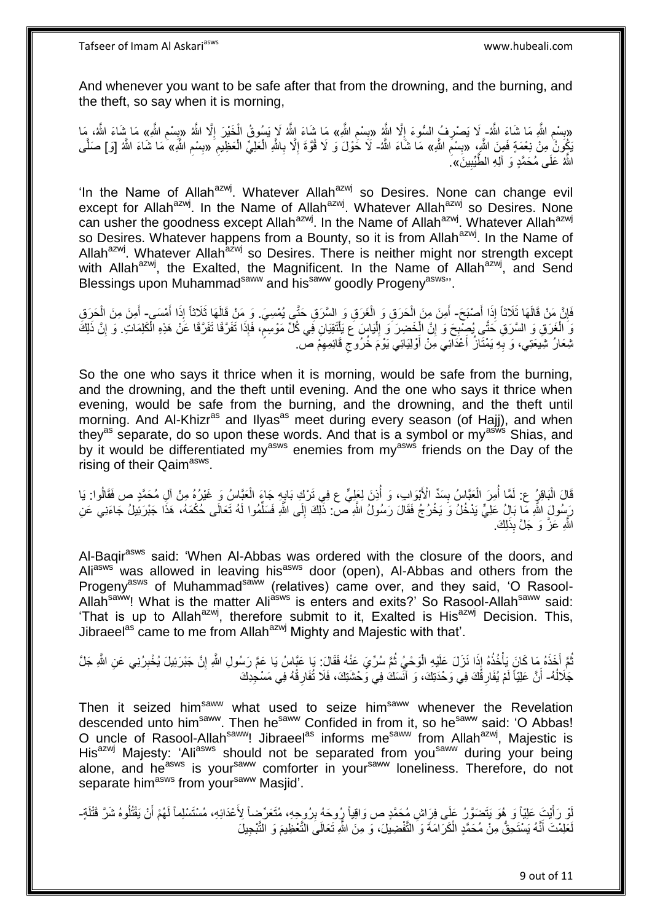And whenever you want to be safe after that from the drowning, and the burning, and the theft, so say when it is morning,

«بِسْمِ اللَّهِ مَا شَاءَ اللَّهُ- لَا يَصْرِفُ السُّوءَ إِلَّا اللَّهُ «بِسْمِ اللَّهِ» مَا شَاءَ اللَّهُ لَا يَسُوقُ الْخَيْرَ إِلَّا اللَّهُ «بِسْمِ اللَّهِ» مَا شَاءَ اللَّهُ، مَا يَكُونُ مِنْ نِعْمَةٍ فَمِنَ اللَّهِ، «بِسْمِ اللَّهِ» مَا شَاءَ اللَّهُ- لَا حَوْلَ وَ لَا قُوَّةَ إِلَّا بِاللَّهِ الْعَلِيِّ الْعَظِيمِ «بِسْمِ اللَّهِ» مَا شَاءَ اللَّهُ [وَ] صَلَّى اللَّهُ عَلَى مُحَمَّدٍ وَ آلِهِ الطَّيِّبِينَ».

'In the Name of Allah[azwj]. Whatever Allah[azwj] so Desires. None can change evil except for Allah[azwj]. In the Name of Allah[azwj]. Whatever Allah[azwj] so Desires. None can usher the goodness except Allah[azwj]. In the Name of Allah[azwj]. Whatever Allah[azwj] so Desires. Whatever happens from a Bounty, so it is from Allah[azwj]. In the Name of Allah[azwj]. Whatever Allah[azwj] so Desires. There is neither might nor strength except with Allah[azwj], the Exalted, the Magnificent. In the Name of Allah[azwj], and Send Blessings upon Muhammad[saww] and his[saww] goodly Progeny[asws]'.

فَإِنَّ مَنْ قَالَهَا ثَلَاثاً إِذَا أَصْبَحَ- أَمِنَ مِنَ الْحَرَقِ وَ الْغَرَقِ وَ السَّرَقِ حَتَّى يُمْسِيَ. وَ مَنْ قَالَهَا ثَلَاثاً إِذَا أَمْسَى- أَمِنَ مِنَ الْحَرَقِ وَ الْغَرَقِ وَ السَّرَقِ حَتَّى يُصْبِحَ وَ إِنَّ الْخَضِرَ وَ إِلْيَاسَ ع يَلْتَقِيَانِ فِي كُلِّ مَوْسِمٍ، فَإِذَا تَفَرَّقَا تَفَرَّقَا عَنْ هَذِهِ الْكَلِمَاتِ. وَ إِنَّ ذَلِكَ شِعَارُ شِيعَتِي، وَ بِهِ يَمْتَازُ أَعْدَائِي مِنْ أَوْلِيَائِي يَوْمَ خُرُوجِ قَائِمِهِمْ ص.

So the one who says it thrice when it is morning, would be safe from the burning, and the drowning, and the theft until evening. And the one who says it thrice when evening, would be safe from the burning, and the drowning, and the theft until morning. And Al-Khizr[as] and Ilyas[as] meet during every season (of Hajj), and when they[as] separate, do so upon these words. And that is a symbol or my[asws] Shias, and by it would be differentiated my[asws] enemies from my[asws] friends on the Day of the rising of their Qaim[asws].

قَالَ الْبَاقِرُ ع: لَمَّا أُمِرَ الْعَبَّاسُ بِسَدِّ الْأَبْوَابِ، وَ أُذِنَ لِعَلِيٍّ ع فِي تَرْكِ بَابِهِ جَاءَ الْعَبَّاسُ وَ غَيْرُهُ مِنْ آلِ مُحَمَّدٍ ص فَقَالُوا: يَا رَسُولَ اللَّهِ مَا بَالُ عَلِيٍّ يَدْخُلُ وَ يَخْرُجُ فَقَالَ رَسُولُ اللَّهِ ص: ذَلِكَ إِلَى اللَّهِ فَسَلِّمُوا لَهُ تَعَالَى حُكْمَهُ، هَذَا جَبْرَئِيلُ جَاءَنِي عَنِ اللَّهِ عَزَّ وَ جَلَّ بِذَلِكَ.

Al-Baqir[asws] said: 'When Al-Abbas was ordered with the closure of the doors, and Ali[asws] was allowed in leaving his[asws] door (open), Al-Abbas and others from the Progeny[asws] of Muhammad[saww] (relatives) came over, and they said, 'O Rasool-Allah[saww]! What is the matter Ali[asws] is enters and exits?' So Rasool-Allah[saww] said: 'That is up to Allah[azwj], therefore submit to it, Exalted is His[azwj] Decision. This, Jibraeel[as] came to me from Allah[azwj] Mighty and Majestic with that'.

ثُمَّ أَخَذَهُ مَا كَانَ يَأْخُذُهُ إِذَا نَزَلَ عَلَيْهِ الْوَحْيُ ثُمَّ سُرِّيَ عَنْهُ فَقَالَ: يَا عَبَّاسُ يَا عَمَّ رَسُولِ اللَّهِ إِنَّ جَبْرَئِيلَ يُخْبِرُنِي عَنِ اللَّهِ جَلَّ جَلَالُهُ- أَنَّ عَلِيّاً لَمْ يُفَارِقْكَ فِي وَحْدَتِكَ، وَ آنَسَكَ فِي وَحْشَتِكَ، فَلَا تُفَارِقْهُ فِي مَسْجِدِكَ

Then it seized him[saww] what used to seize him[saww] whenever the Revelation descended unto him[saww]. Then he[saww] Confided in from it, so he[saww] said: 'O Abbas! O uncle of Rasool-Allah[saww]! Jibraeel[as] informs me[saww] from Allah[azwj], Majestic is His[azwj] Majesty: 'Ali[asws] should not be separated from you[saww] during your being alone, and he[asws] is your[saww] comforter in your[saww] loneliness. Therefore, do not separate him[asws] from your[saww] Masjid'.

لَوْ رَأَيْتَ عَلِيّاً وَ هُوَ يَتَضَوَّرُ عَلَى فِرَاشِ مُحَمَّدٍ ص وَاقِياً رُوحَهُ بِرُوحِهِ، مُتَعَرِّضاً لِأَعْدَائِهِ، مُسْتَسْلِماً لَهُمْ أَنْ يَقْتُلُوهُ شَرَّ قِتْلَةٍ- لَعَلِمْتَ أَنَّهُ يَسْتَحِقُّ مِنْ مُحَمَّدٍ الْكَرَامَةَ وَ التَّفْضِيلَ، وَ مِنَ اللَّهِ تَعَالَى التَّعْظِيمَ وَ التَّبْجِيلَ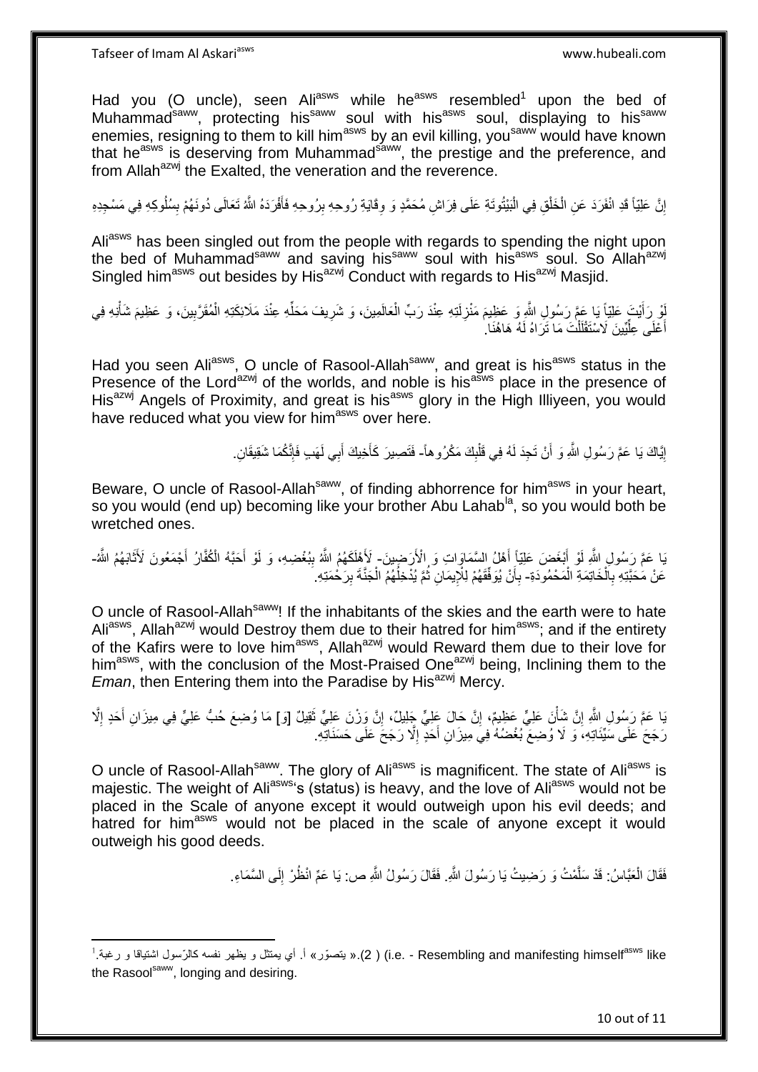Had you (O uncle), seen Ali[asws] while he[asws] resembled[1] upon the bed of Muhammad[saww], protecting his[saww] soul with his[asws] soul, displaying to his[saww] enemies, resigning to them to kill him[asws] by an evil killing, you[saww] would have known that he[asws] is deserving from Muhammad[saww], the prestige and the preference, and from Allah[azwj] the Exalted, the veneration and the reverence.

إِنَّ عَلِيّاً قَدِ انْفَرَدَ عَنِ الْخَلْقِ فِي الْبَيْتُوتَةِ عَلَى فِرَاشِ مُحَمَّدٍ وَ وِقَايَةِ رُوحِهِ بِرُوحِهِ فَأَفْرَدَهُ اللَّهُ تَعَالَى دُونَهُمْ بِسُلُوكِهِ فِي مَسْجِدِهِ

Ali[asws] has been singled out from the people with regards to spending the night upon the bed of Muhammad[saww] and saving his[saww] soul with his[asws] soul. So Allah[azwj] Singled him[asws] out besides by His[azwj] Conduct with regards to His[azwj] Masjid.

لَوْ رَأَيْتَ عَلِيّاً يَا عَمَّ رَسُولِ اللَّهِ وَ عَظِيمَ مَنْزِلَتِهِ عِنْدَ رَبِّ الْعَالَمِينَ، وَ شَرِيفَ مَحَلِّهِ عِنْدَ مَلَائِكَتِهِ الْمُقَرَّبِينَ، وَ عَظِيمَ شَأْنِهِ فِي أَعْلَى عِلِّيِّينَ لَاسْتَقْلَلْتَ مَا تَرَاهُ لَهُ هَاهُنَا.

Had you seen Ali[asws], O uncle of Rasool-Allah[saww], and great is his[asws] status in the Presence of the Lord[azwj] of the worlds, and noble is his[asws] place in the presence of His[azwj] Angels of Proximity, and great is his[asws] glory in the High Illiyeen, you would have reduced what you view for him[asws] over here.

إِيَّاكَ يَا عَمَّ رَسُولِ اللَّهِ وَ أَنْ تَجِدَ لَهُ فِي قَلْبِكَ مَكْرُوهاً- فَتَصِيرَ كَأَخِيكَ أَبِي لَهَبٍ فَإِنَّكُمَا شَقِيقَانِ.

Beware, O uncle of Rasool-Allah[saww], of finding abhorrence for him[asws] in your heart, so you would (end up) becoming like your brother Abu Lahab[la], so you would both be wretched ones.

يَا عَمَّ رَسُولِ اللَّهِ لَوْ أَبْغَضَ عَلِيّاً أَهْلُ السَّمَاوَاتِ وَ الْأَرَضِينَ- لَأَهْلَكَهُمُ اللَّهُ بِبُغْضِهِ، وَ لَوْ أَحَبَّهُ الْكُفَّارُ أَجْمَعُونَ لَأَثَابَهُمُ اللَّهُ- عَنْ مَحَبَّتِهِ بِالْخَاتِمَةِ الْمَحْمُودَةِ- بِأَنْ يُوَفِّقَهُمْ لِلْإِيمَانِ ثُمَّ يُدْخِلَهُمُ الْجَنَّةَ بِرَحْمَتِهِ.

O uncle of Rasool-Allah[saww]! If the inhabitants of the skies and the earth were to hate Ali[asws], Allah[azwj] would Destroy them due to their hatred for him[asws]; and if the entirety of the Kafirs were to love him[asws], Allah[azwj] would Reward them due to their love for him[asws], with the conclusion of the Most-Praised One[azwj] being, Inclining them to the *Eman*, then Entering them into the Paradise by His[azwj] Mercy.

يَا عَمَّ رَسُولِ اللَّهِ إِنَّ شَأْنَ عَلِيٍّ عَظِيمٌ، إِنَّ حَالَ عَلِيٍّ جَلِيلٌ، إِنَّ وَزْنَ عَلِيٍّ ثَقِيلٌ [وَ] مَا وُضِعَ حُبُّ عَلِيٍّ فِي مِيزَانِ أَحَدٍ إِلَّا رَجَحَ عَلَى سَيِّئَاتِهِ، وَ لَا وُضِعَ بُغْضُهُ فِي مِيزَانِ أَحَدٍ إِلَّا رَجَحَ عَلَى حَسَنَاتِهِ.

O uncle of Rasool-Allah[saww]. The glory of Ali[asws] is magnificent. The state of Ali[asws] is majestic. The weight of Ali[asws]'s (status) is heavy, and the love of Ali[asws] would not be placed in the Scale of anyone except it would outweigh upon his evil deeds; and hatred for him[asws] would not be placed in the scale of anyone except it would outweigh his good deeds.

فَقَالَ الْعَبَّاسُ: قَدْ سَلَّمْتُ وَ رَضِيتُ يَا رَسُولَ اللَّهِ. فَقَالَ رَسُولُ اللَّهِ ص: يَا عَمِّ انْظُرْ إِلَى السَّمَاءِ.

---

[1] ( 2) «يتصوّر» أ. أي يمتثل و يظهر نفسه كالرّسول اشتياقا و رغبة. (i.e. - Resembling and manifesting himself[asws] like the Rasool[saww], longing and desiring.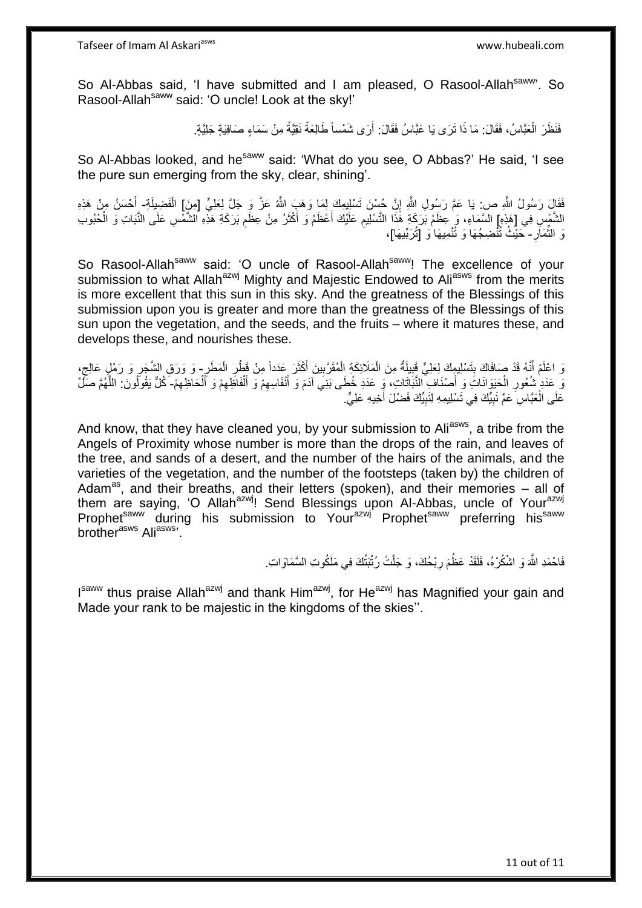So Al-Abbas said, 'I have submitted and I am pleased, O Rasool-Allah[saww]'. So Rasool-Allah[saww] said: 'O uncle! Look at the sky!'

فَنَظَرَ الْعَبَّاسُ، فَقَالَ: مَا ذَا تَرَى يَا عَبَّاسُ فَقَالَ: أَرَى شَمْساً طَالِعَةً نَقِيَّةً مِنْ سَمَاءٍ صَافِيَةٍ جَلِيَّةٍ.

So Al-Abbas looked, and he[saww] said: 'What do you see, O Abbas?' He said, 'I see the pure sun emerging from the sky, clear, shining'.

فَقَالَ رَسُولُ اللَّهِ ص: يَا عَمَّ رَسُولِ اللَّهِ إِنَّ حُسْنَ تَسْلِيمِكَ لِمَا وَهَبَ اللَّهُ عَزَّ وَ جَلَّ لِعَلِيٍّ [مِنَ] الْفَضِيلَةِ- أَحْسَنُ مِنْ هَذِهِ الشَّمْسِ فِي [هَذِهِ] السَّمَاءِ، وَ عِظَمُ بَرَكَةِ هَذَا التَّسْلِيمِ عَلَيْكَ أَعْظَمُ وَ أَكْثَرُ مِنْ عِظَمِ بَرَكَةِ هَذِهِ الشَّمْسِ عَلَى النَّبَاتِ وَ الْحُبُوبِ وَ الثِّمَارِ- حَيْثُ تُنْضِجُهَا وَ تُنْمِيهَا وَ [تُرَبِّيهَا]،

So Rasool-Allah[saww] said: 'O uncle of Rasool-Allah[saww]! The excellence of your submission to what Allah[azwj] Mighty and Majestic Endowed to Ali[asws] from the merits is more excellent that this sun in this sky. And the greatness of the Blessings of this submission upon you is greater and more than the greatness of the Blessings of this sun upon the vegetation, and the seeds, and the fruits – where it matures these, and develops these, and nourishes these.

وَ اعْلَمْ أَنَّهُ قَدْ صَافَاكَ بِتَسْلِيمِكَ لِعَلِيٍّ قَبِيلَةٌ مِنَ الْمَلَائِكَةِ الْمُقَرَّبِينَ أَكْثَرَ عَدَداً مِنْ قَطْرِ الْمَطَرِ- وَ وَرَقِ الشَّجَرِ وَ رَمْلِ عَالِجٍ، وَ عَدَدِ شُعُورِ الْحَيَوَانَاتِ وَ أَصْنَافِ النَّبَاتَاتِ، وَ عَدَدِ خُطَى بَنِي آدَمَ وَ أَنْفَاسِهِمْ وَ أَلْفَاظِهِمْ وَ أَلْحَاظِهِمْ- كُلٌّ يَقُولُونَ: اللَّهُمَّ صَلِّ عَلَى الْعَبَّاسِ عَمِّ نَبِيِّكَ فِي تَسْلِيمِهِ لِنَبِيِّكَ فَضْلَ أَخِيهِ عَلِيٍّ.

And know, that they have cleaned you, by your submission to Ali[asws], a tribe from the Angels of Proximity whose number is more than the drops of the rain, and leaves of the tree, and sands of a desert, and the number of the hairs of the animals, and the varieties of the vegetation, and the number of the footsteps (taken by) the children of Adam[as], and their breaths, and their letters (spoken), and their memories – all of them are saying, 'O Allah[azwj]! Send Blessings upon Al-Abbas, uncle of Your[azwj] Prophet[saww] during his submission to Your[azwj] Prophet[saww] preferring his[saww] brother[asws] Ali[asws]'.

فَاحْمَدِ اللَّهَ وَ اشْكُرْهُ، فَلَقَدْ عَظُمَ رِبْحُكَ، وَ جَلَّتْ رُتْبَتُكَ فِي مَلَكُوتِ السَّمَاوَاتِ.

I[saww] thus praise Allah[azwj] and thank Him[azwj], for He[azwj] has Magnified your gain and Made your rank to be majestic in the kingdoms of the skies''.